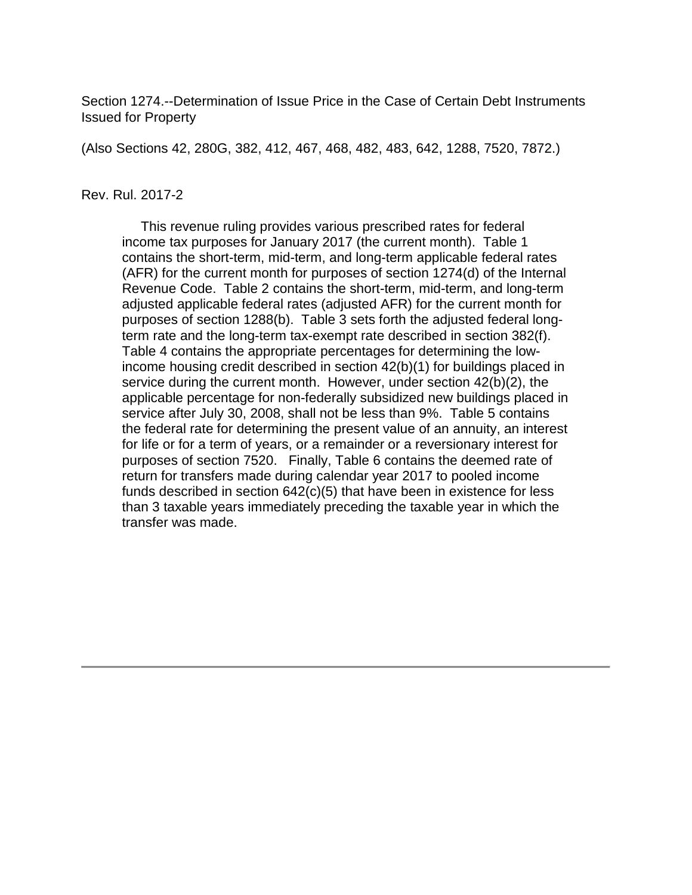Section 1274.--Determination of Issue Price in the Case of Certain Debt Instruments Issued for Property

(Also Sections 42, 280G, 382, 412, 467, 468, 482, 483, 642, 1288, 7520, 7872.)

Rev. Rul. 2017-2

This revenue ruling provides various prescribed rates for federal income tax purposes for January 2017 (the current month). Table 1 contains the short-term, mid-term, and long-term applicable federal rates (AFR) for the current month for purposes of section 1274(d) of the Internal Revenue Code. Table 2 contains the short-term, mid-term, and long-term adjusted applicable federal rates (adjusted AFR) for the current month for purposes of section 1288(b). Table 3 sets forth the adjusted federal long-term rate and the long-term tax-exempt rate described in section 382(f). Table 4 contains the appropriate percentages for determining the low-income housing credit described in section 42(b)(1) for buildings placed in service during the current month. However, under section 42(b)(2), the applicable percentage for non-federally subsidized new buildings placed in service after July 30, 2008, shall not be less than 9%. Table 5 contains the federal rate for determining the present value of an annuity, an interest for life or for a term of years, or a remainder or a reversionary interest for purposes of section 7520. Finally, Table 6 contains the deemed rate of return for transfers made during calendar year 2017 to pooled income funds described in section 642(c)(5) that have been in existence for less than 3 taxable years immediately preceding the taxable year in which the transfer was made.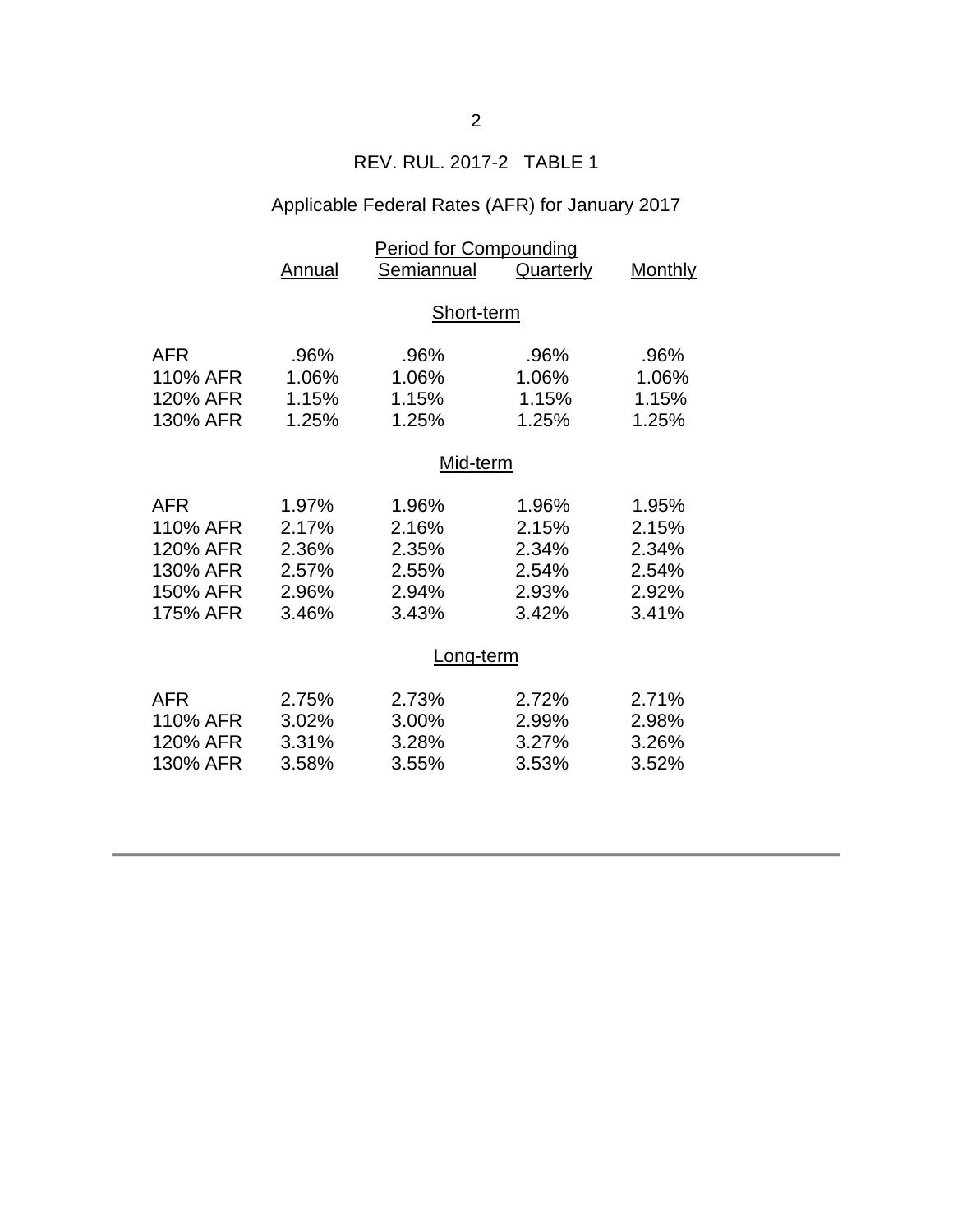REV. RUL. 2017-2 TABLE 1

Applicable Federal Rates (AFR) for January 2017

| | Period for Compounding | | | |
|---|---|---|---|---|
| | Annual | Semiannual | Quarterly | Monthly |
| | | **Short-term** | | |
| AFR | .96% | .96% | .96% | .96% |
| 110% AFR | 1.06% | 1.06% | 1.06% | 1.06% |
| 120% AFR | 1.15% | 1.15% | 1.15% | 1.15% |
| 130% AFR | 1.25% | 1.25% | 1.25% | 1.25% |
| | | **Mid-term** | | |
| AFR | 1.97% | 1.96% | 1.96% | 1.95% |
| 110% AFR | 2.17% | 2.16% | 2.15% | 2.15% |
| 120% AFR | 2.36% | 2.35% | 2.34% | 2.34% |
| 130% AFR | 2.57% | 2.55% | 2.54% | 2.54% |
| 150% AFR | 2.96% | 2.94% | 2.93% | 2.92% |
| 175% AFR | 3.46% | 3.43% | 3.42% | 3.41% |
| | | **Long-term** | | |
| AFR | 2.75% | 2.73% | 2.72% | 2.71% |
| 110% AFR | 3.02% | 3.00% | 2.99% | 2.98% |
| 120% AFR | 3.31% | 3.28% | 3.27% | 3.26% |
| 130% AFR | 3.58% | 3.55% | 3.53% | 3.52% |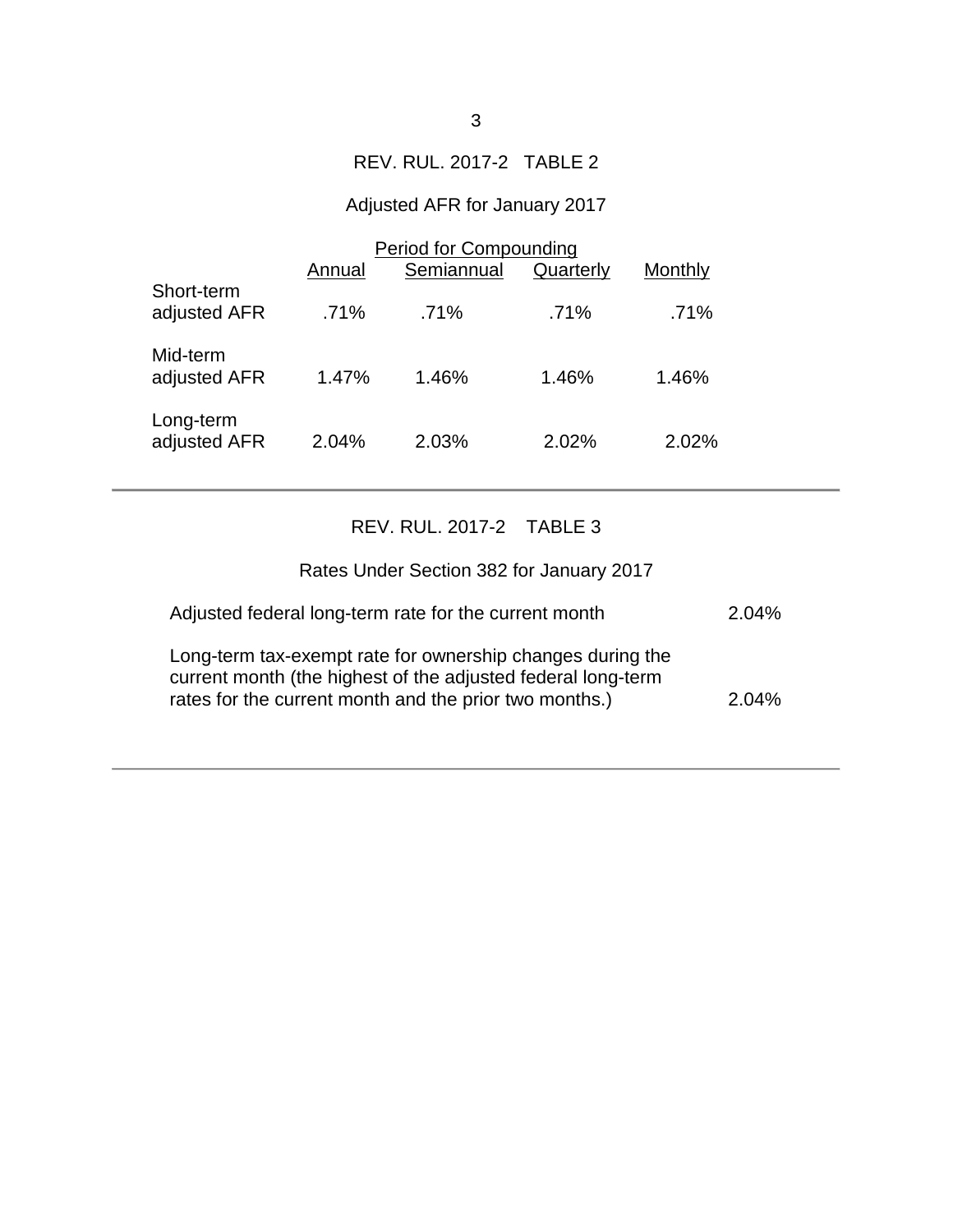REV. RUL. 2017-2 TABLE 2

Adjusted AFR for January 2017

| | Period for Compounding | | | |
|---|---|---|---|---|
| | Annual | Semiannual | Quarterly | Monthly |
| Short-term adjusted AFR | .71% | .71% | .71% | .71% |
| Mid-term adjusted AFR | 1.47% | 1.46% | 1.46% | 1.46% |
| Long-term adjusted AFR | 2.04% | 2.03% | 2.02% | 2.02% |

---

REV. RUL. 2017-2 TABLE 3

Rates Under Section 382 for January 2017

| | |
|---|---|
| Adjusted federal long-term rate for the current month | 2.04% |
| Long-term tax-exempt rate for ownership changes during the current month (the highest of the adjusted federal long-term rates for the current month and the prior two months.) | 2.04% |

---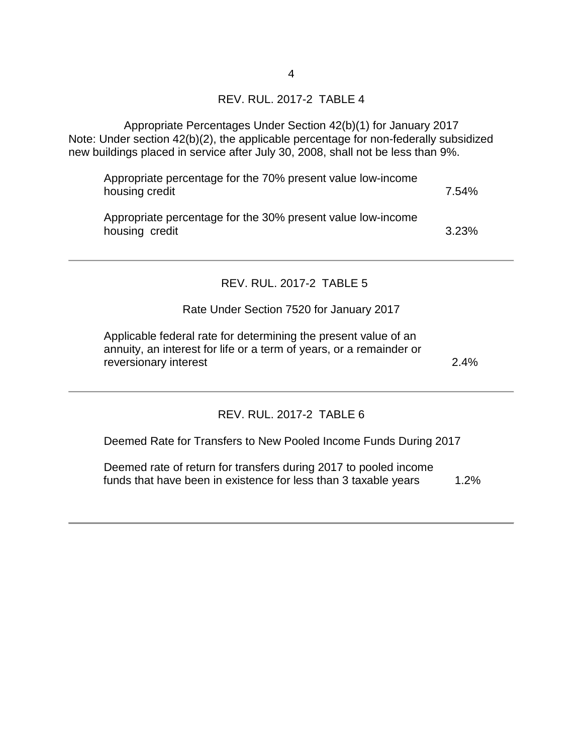## REV. RUL. 2017-2 TABLE 4

Appropriate Percentages Under Section 42(b)(1) for January 2017
Note: Under section 42(b)(2), the applicable percentage for non-federally subsidized new buildings placed in service after July 30, 2008, shall not be less than 9%.

| | |
|---|---|
| Appropriate percentage for the 70% present value low-income housing credit | 7.54% |
| Appropriate percentage for the 30% present value low-income housing credit | 3.23% |

---

## REV. RUL. 2017-2 TABLE 5

Rate Under Section 7520 for January 2017

| | |
|---|---|
| Applicable federal rate for determining the present value of an annuity, an interest for life or a term of years, or a remainder or reversionary interest | 2.4% |

---

## REV. RUL. 2017-2 TABLE 6

Deemed Rate for Transfers to New Pooled Income Funds During 2017

| | |
|---|---|
| Deemed rate of return for transfers during 2017 to pooled income funds that have been in existence for less than 3 taxable years | 1.2% |

---